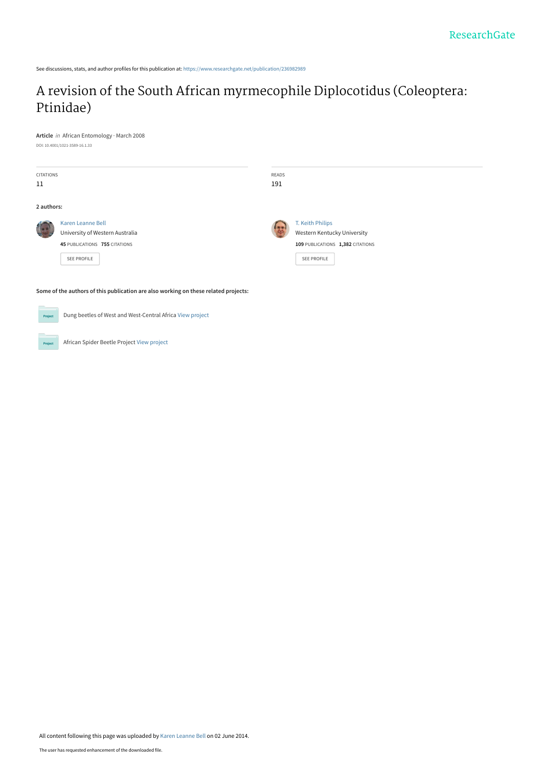See discussions, stats, and author profiles for this publication at: https://www.researchgate.net/publication/236982989

# A revision of the South African myrmecophile Diplocotidus (Coleoptera: Ptinidae)

**Article** *in* African Entomology · March 2008

DOI: 10.4001/1021-3589-16.1.33

| CITATIONS | READS |
|---|---|
| 11 | 191 |

**2 authors:**

Karen Leanne Bell
University of Western Australia
**45** PUBLICATIONS **755** CITATIONS
SEE PROFILE

T. Keith Philips
Western Kentucky University
**109** PUBLICATIONS **1,382** CITATIONS
SEE PROFILE

**Some of the authors of this publication are also working on these related projects:**

Dung beetles of West and West-Central Africa View project

African Spider Beetle Project View project

All content following this page was uploaded by Karen Leanne Bell on 02 June 2014.

The user has requested enhancement of the downloaded file.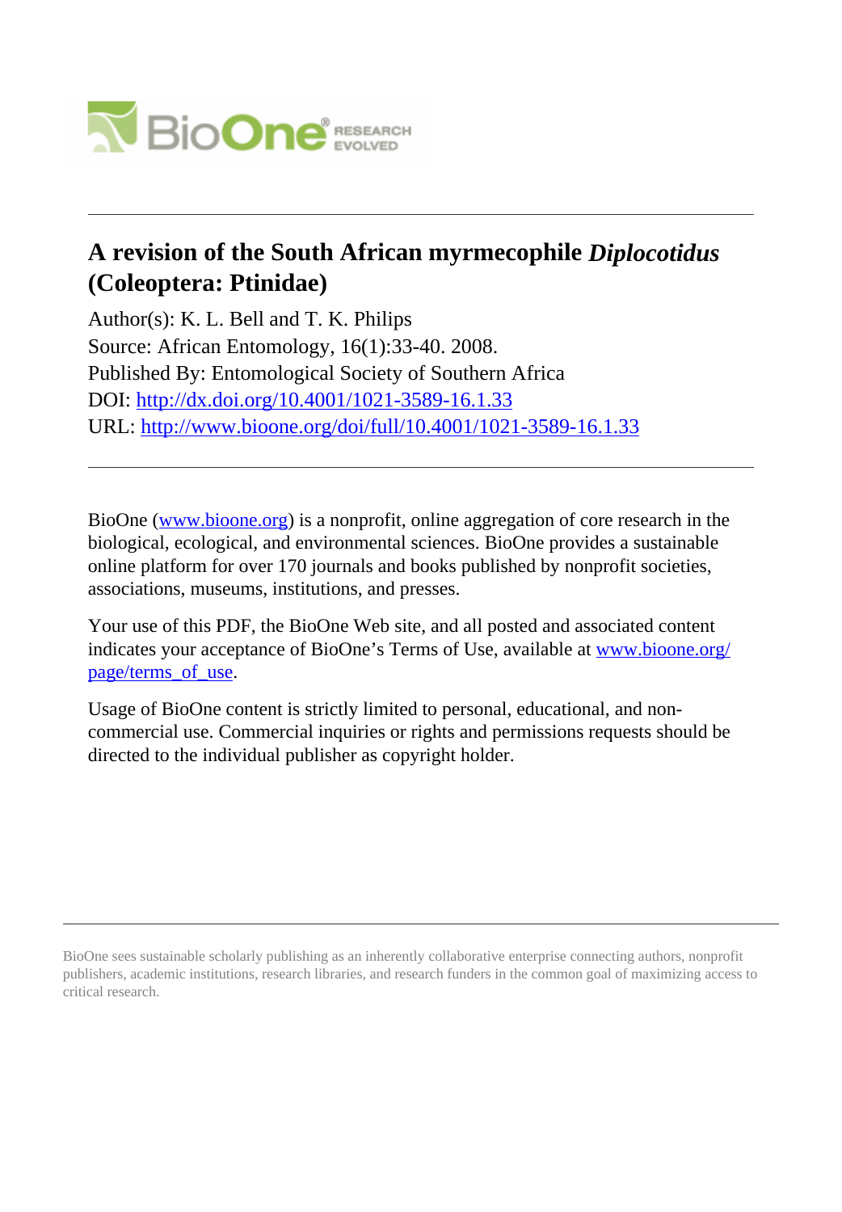# A revision of the South African myrmecophile *Diplocotidus* (Coleoptera: Ptinidae)

Author(s): K. L. Bell and T. K. Philips

Source: African Entomology, 16(1):33-40. 2008.

Published By: Entomological Society of Southern Africa

DOI: http://dx.doi.org/10.4001/1021-3589-16.1.33

URL: http://www.bioone.org/doi/full/10.4001/1021-3589-16.1.33

BioOne (www.bioone.org) is a nonprofit, online aggregation of core research in the biological, ecological, and environmental sciences. BioOne provides a sustainable online platform for over 170 journals and books published by nonprofit societies, associations, museums, institutions, and presses.

Your use of this PDF, the BioOne Web site, and all posted and associated content indicates your acceptance of BioOne's Terms of Use, available at www.bioone.org/page/terms_of_use.

Usage of BioOne content is strictly limited to personal, educational, and non-commercial use. Commercial inquiries or rights and permissions requests should be directed to the individual publisher as copyright holder.

BioOne sees sustainable scholarly publishing as an inherently collaborative enterprise connecting authors, nonprofit publishers, academic institutions, research libraries, and research funders in the common goal of maximizing access to critical research.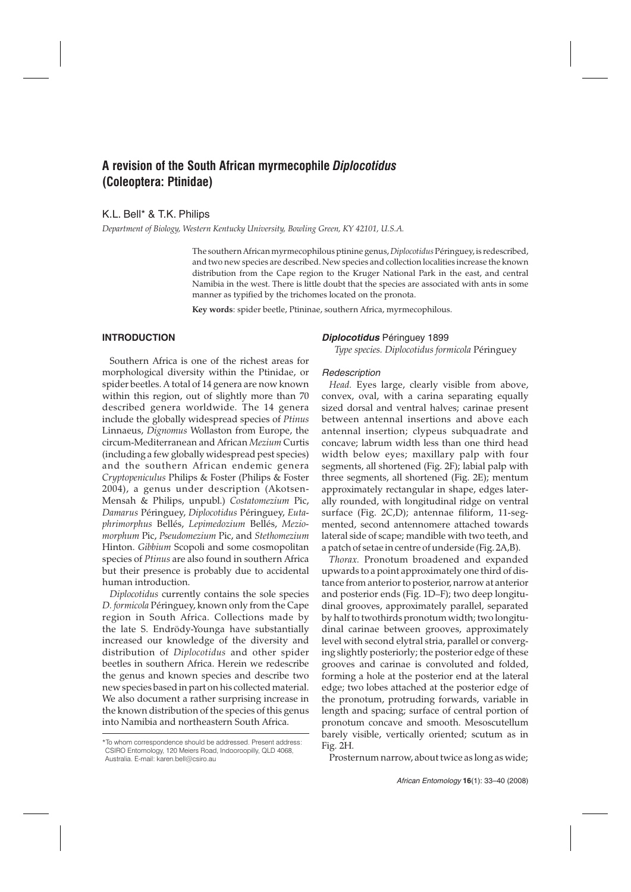# A revision of the South African myrmecophile *Diplocotidus* (Coleoptera: Ptinidae)

K.L. Bell* & T.K. Philips

*Department of Biology, Western Kentucky University, Bowling Green, KY 42101, U.S.A.*

The southern African myrmecophilous ptinine genus, *Diplocotidus* Péringuey, is redescribed, and two new species are described. New species and collection localities increase the known distribution from the Cape region to the Kruger National Park in the east, and central Namibia in the west. There is little doubt that the species are associated with ants in some manner as typified by the trichomes located on the pronota.

**Key words**: spider beetle, Ptininae, southern Africa, myrmecophilous.

## INTRODUCTION

Southern Africa is one of the richest areas for morphological diversity within the Ptinidae, or spider beetles. A total of 14 genera are now known within this region, out of slightly more than 70 described genera worldwide. The 14 genera include the globally widespread species of *Ptinus* Linnaeus, *Dignomus* Wollaston from Europe, the circum-Mediterranean and African *Mezium* Curtis (including a few globally widespread pest species) and the southern African endemic genera *Cryptopeniculus* Philips & Foster (Philips & Foster 2004), a genus under description (Akotsen-Mensah & Philips, unpubl.) *Costatomezium* Pic, *Damarus* Péringuey, *Diplocotidus* Péringuey, *Eutaphrimorphus* Bellés, *Lepimedozium* Bellés, *Meziomorphum* Pic, *Pseudomezium* Pic, and *Stethomezium* Hinton. *Gibbium* Scopoli and some cosmopolitan species of *Ptinus* are also found in southern Africa but their presence is probably due to accidental human introduction.

*Diplocotidus* currently contains the sole species *D. formicola* Péringuey, known only from the Cape region in South Africa. Collections made by the late S. Endrödy-Younga have substantially increased our knowledge of the diversity and distribution of *Diplocotidus* and other spider beetles in southern Africa. Herein we redescribe the genus and known species and describe two new species based in part on his collected material. We also document a rather surprising increase in the known distribution of the species of this genus into Namibia and northeastern South Africa.

\*To whom correspondence should be addressed. Present address: CSIRO Entomology, 120 Meiers Road, Indooroopilly, QLD 4068, Australia. E-mail: karen.bell@csiro.au

### *Diplocotidus* Péringuey 1899

*Type species. Diplocotidus formicola* Péringuey

#### *Redescription*

*Head.* Eyes large, clearly visible from above, convex, oval, with a carina separating equally sized dorsal and ventral halves; carinae present between antennal insertions and above each antennal insertion; clypeus subquadrate and concave; labrum width less than one third head width below eyes; maxillary palp with four segments, all shortened (Fig. 2F); labial palp with three segments, all shortened (Fig. 2E); mentum approximately rectangular in shape, edges laterally rounded, with longitudinal ridge on ventral surface (Fig. 2C,D); antennae filiform, 11-segmented, second antennomere attached towards lateral side of scape; mandible with two teeth, and a patch of setae in centre of underside (Fig. 2A,B).

*Thorax.* Pronotum broadened and expanded upwards to a point approximately one third of distance from anterior to posterior, narrow at anterior and posterior ends (Fig. 1D–F); two deep longitudinal grooves, approximately parallel, separated by half to twothirds pronotum width; two longitudinal carinae between grooves, approximately level with second elytral stria, parallel or converging slightly posteriorly; the posterior edge of these grooves and carinae is convoluted and folded, forming a hole at the posterior end at the lateral edge; two lobes attached at the posterior edge of the pronotum, protruding forwards, variable in length and spacing; surface of central portion of pronotum concave and smooth. Mesoscutellum barely visible, vertically oriented; scutum as in Fig. 2H.

Prosternum narrow, about twice as long as wide;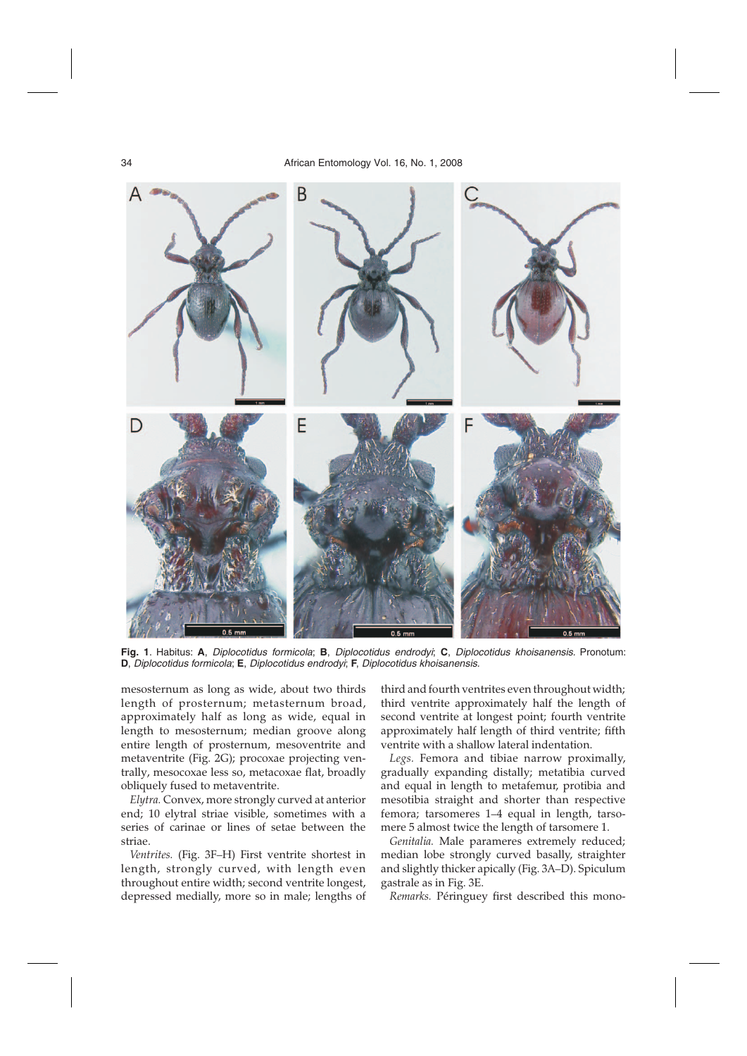**Fig. 1**. Habitus: **A**, *Diplocotidus formicola*; **B**, *Diplocotidus endrodyi*; **C**, *Diplocotidus khoisanensis.* Pronotum: **D**, *Diplocotidus formicola*; **E**, *Diplocotidus endrodyi*; **F**, *Diplocotidus khoisanensis.*

mesosternum as long as wide, about two thirds length of prosternum; metasternum broad, approximately half as long as wide, equal in length to mesosternum; median groove along entire length of prosternum, mesoventrite and metaventrite (Fig. 2G); procoxae projecting ventrally, mesocoxae less so, metacoxae flat, broadly obliquely fused to metaventrite.

*Elytra.* Convex, more strongly curved at anterior end; 10 elytral striae visible, sometimes with a series of carinae or lines of setae between the striae.

*Ventrites.* (Fig. 3F–H) First ventrite shortest in length, strongly curved, with length even throughout entire width; second ventrite longest, depressed medially, more so in male; lengths of third and fourth ventrites even throughout width; third ventrite approximately half the length of second ventrite at longest point; fourth ventrite approximately half length of third ventrite; fifth ventrite with a shallow lateral indentation.

*Legs.* Femora and tibiae narrow proximally, gradually expanding distally; metatibia curved and equal in length to metafemur, protibia and mesotibia straight and shorter than respective femora; tarsomeres 1–4 equal in length, tarsomere 5 almost twice the length of tarsomere 1.

*Genitalia.* Male parameres extremely reduced; median lobe strongly curved basally, straighter and slightly thicker apically (Fig. 3A–D). Spiculum gastrale as in Fig. 3E.

*Remarks.* Péringuey first described this mono-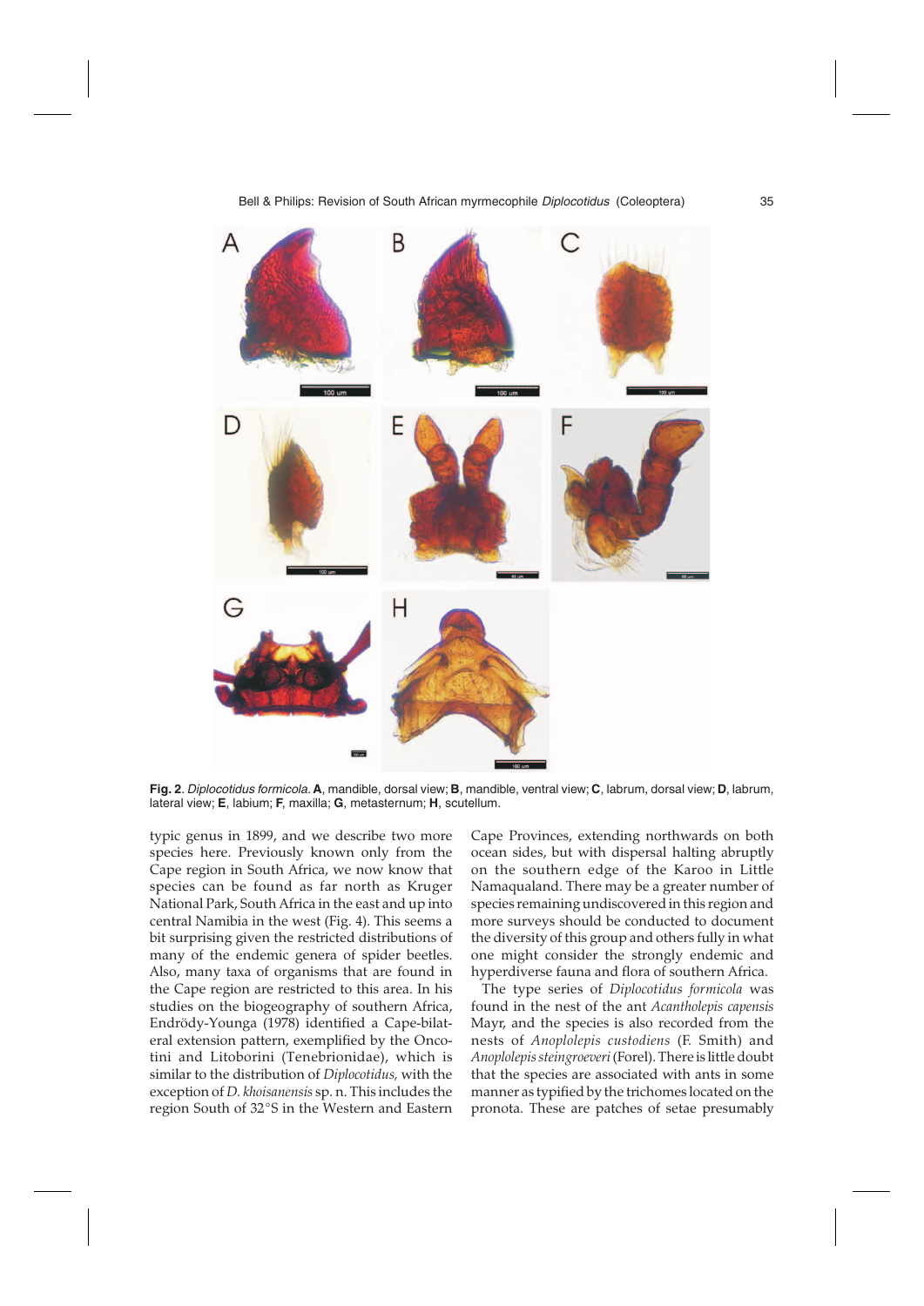**Fig. 2**. *Diplocotidus formicola*. **A**, mandible, dorsal view; **B**, mandible, ventral view; **C**, labrum, dorsal view; **D**, labrum, lateral view; **E**, labium; **F**, maxilla; **G**, metasternum; **H**, scutellum.

typic genus in 1899, and we describe two more species here. Previously known only from the Cape region in South Africa, we now know that species can be found as far north as Kruger National Park, South Africa in the east and up into central Namibia in the west (Fig. 4). This seems a bit surprising given the restricted distributions of many of the endemic genera of spider beetles. Also, many taxa of organisms that are found in the Cape region are restricted to this area. In his studies on the biogeography of southern Africa, Endrödy-Younga (1978) identified a Cape-bilateral extension pattern, exemplified by the Oncotini and Litoborini (Tenebrionidae), which is similar to the distribution of *Diplocotidus,* with the exception of *D. khoisanensis* sp. n. This includes the region South of 32°S in the Western and Eastern Cape Provinces, extending northwards on both ocean sides, but with dispersal halting abruptly on the southern edge of the Karoo in Little Namaqualand. There may be a greater number of species remaining undiscovered in this region and more surveys should be conducted to document the diversity of this group and others fully in what one might consider the strongly endemic and hyperdiverse fauna and flora of southern Africa.

The type series of *Diplocotidus formicola* was found in the nest of the ant *Acantholepis capensis* Mayr, and the species is also recorded from the nests of *Anoplolepis custodiens* (F. Smith) and *Anoplolepis steingroeveri* (Forel). There is little doubt that the species are associated with ants in some manner as typified by the trichomes located on the pronota. These are patches of setae presumably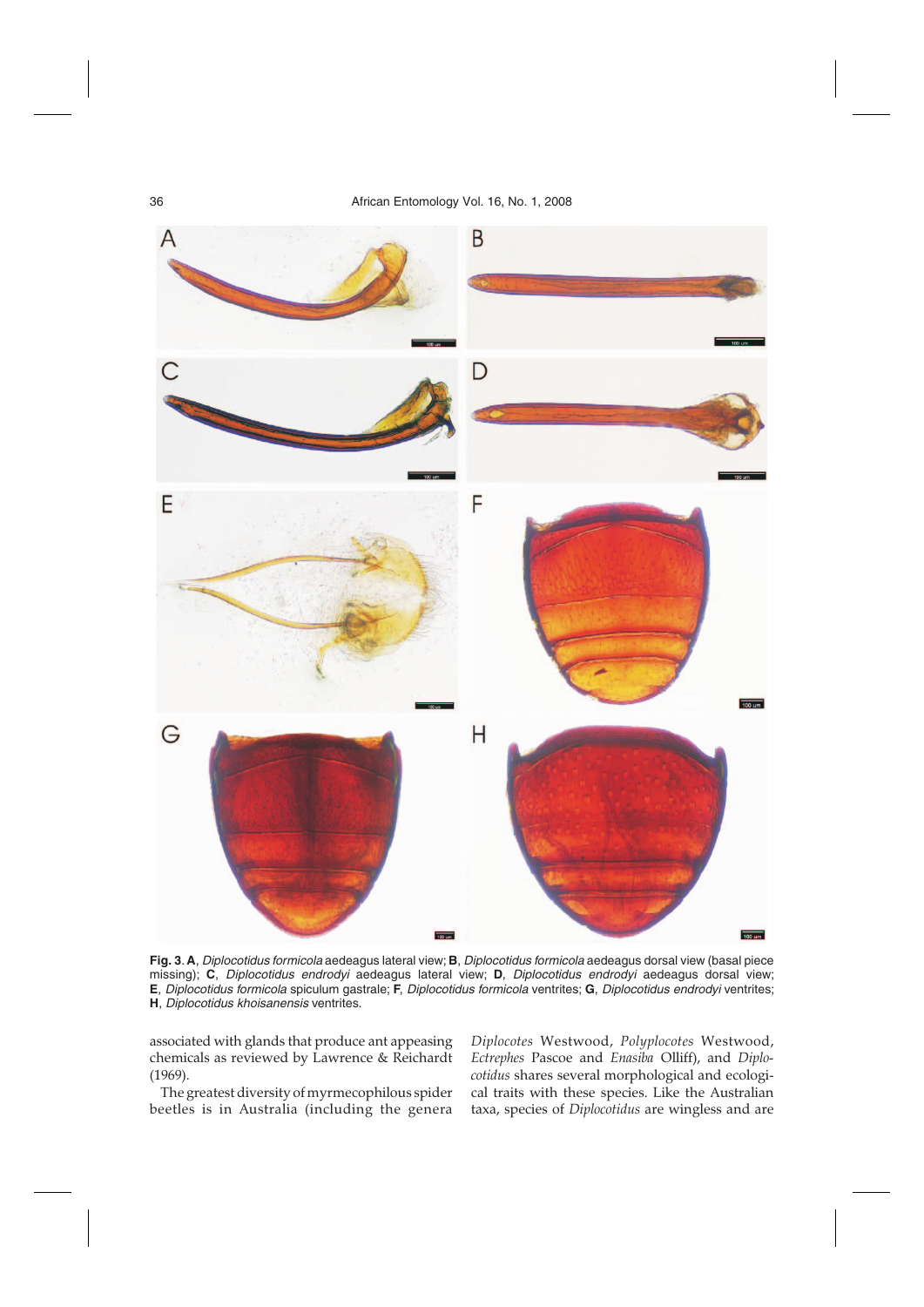**Fig. 3**. **A**, *Diplocotidus formicola* aedeagus lateral view; **B**, *Diplocotidus formicola* aedeagus dorsal view (basal piece missing); **C**, *Diplocotidus endrodyi* aedeagus lateral view; **D**, *Diplocotidus endrodyi* aedeagus dorsal view; **E**, *Diplocotidus formicola* spiculum gastrale; **F**, *Diplocotidus formicola* ventrites; **G**, *Diplocotidus endrodyi* ventrites; **H**, *Diplocotidus khoisanensis* ventrites.

associated with glands that produce ant appeasing chemicals as reviewed by Lawrence & Reichardt (1969).

The greatest diversity of myrmecophilous spider beetles is in Australia (including the genera *Diplocotes* Westwood, *Polyplocotes* Westwood, *Ectrephes* Pascoe and *Enasiba* Olliff), and *Diplocotidus* shares several morphological and ecological traits with these species. Like the Australian taxa, species of *Diplocotidus* are wingless and are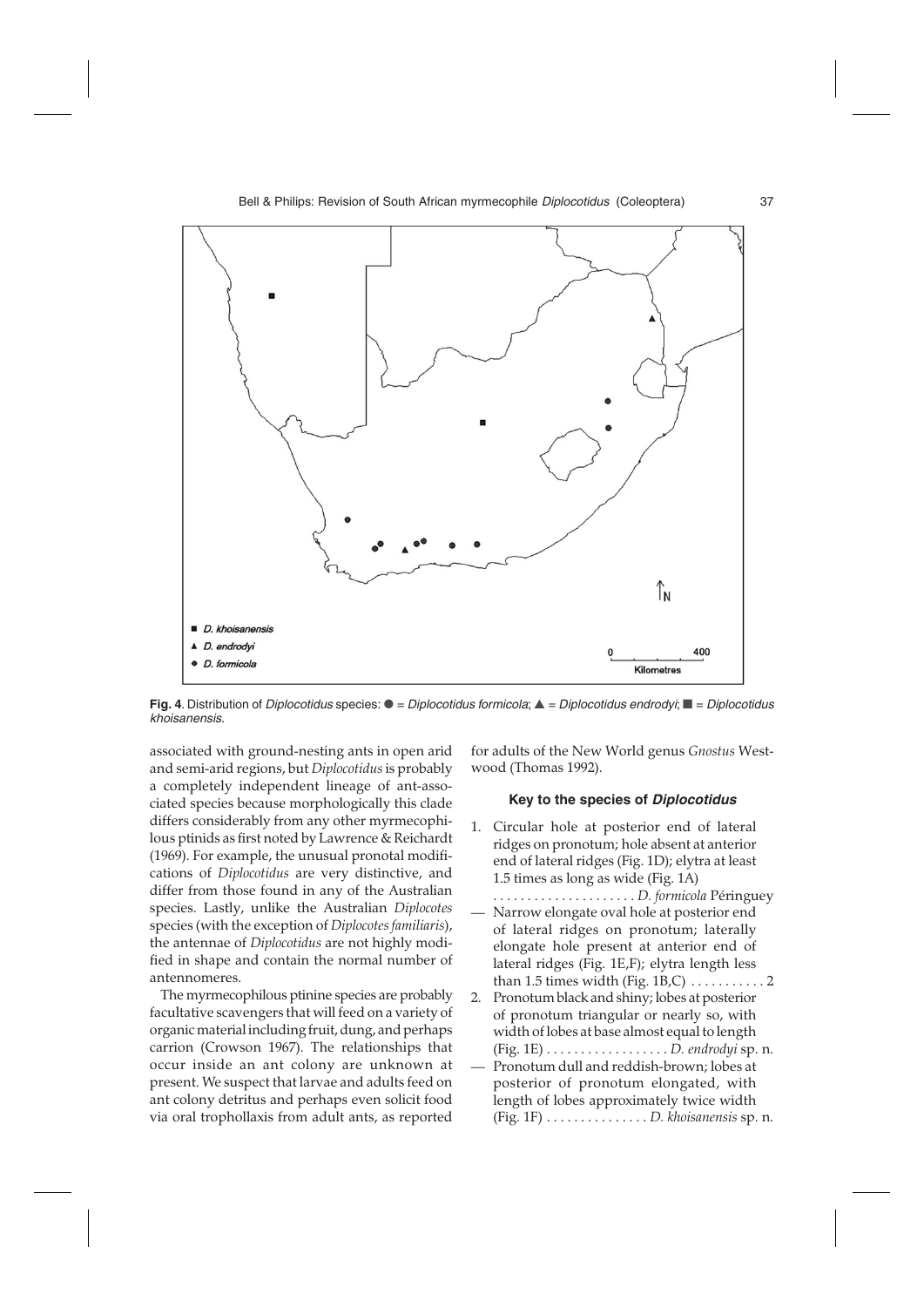**Fig. 4**. Distribution of *Diplocotidus* species: ● = *Diplocotidus formicola*; ▲ = *Diplocotidus endrodyi*; ■ = *Diplocotidus khoisanensis*.

associated with ground-nesting ants in open arid and semi-arid regions, but *Diplocotidus* is probably a completely independent lineage of ant-associated species because morphologically this clade differs considerably from any other myrmecophilous ptinids as first noted by Lawrence & Reichardt (1969). For example, the unusual pronotal modifications of *Diplocotidus* are very distinctive, and differ from those found in any of the Australian species. Lastly, unlike the Australian *Diplocotes* species (with the exception of *Diplocotes familiaris*), the antennae of *Diplocotidus* are not highly modified in shape and contain the normal number of antennomeres.

The myrmecophilous ptinine species are probably facultative scavengers that will feed on a variety of organic material including fruit, dung, and perhaps carrion (Crowson 1967). The relationships that occur inside an ant colony are unknown at present. We suspect that larvae and adults feed on ant colony detritus and perhaps even solicit food via oral trophollaxis from adult ants, as reported for adults of the New World genus *Gnostus* Westwood (Thomas 1992).

## Key to the species of *Diplocotidus*

1. Circular hole at posterior end of lateral ridges on pronotum; hole absent at anterior end of lateral ridges (Fig. 1D); elytra at least 1.5 times as long as wide (Fig. 1A) . . . . . . . . . . . . . . . . . . . . . *D. formicola* Péringuey
— Narrow elongate oval hole at posterior end of lateral ridges on pronotum; laterally elongate hole present at anterior end of lateral ridges (Fig. 1E,F); elytra length less than 1.5 times width (Fig. 1B,C) . . . . . . . . . . . 2
2. Pronotum black and shiny; lobes at posterior of pronotum triangular or nearly so, with width of lobes at base almost equal to length (Fig. 1E) . . . . . . . . . . . . . . . . . . *D. endrodyi* sp. n.
— Pronotum dull and reddish-brown; lobes at posterior of pronotum elongated, with length of lobes approximately twice width (Fig. 1F) . . . . . . . . . . . . . . . *D. khoisanensis* sp. n.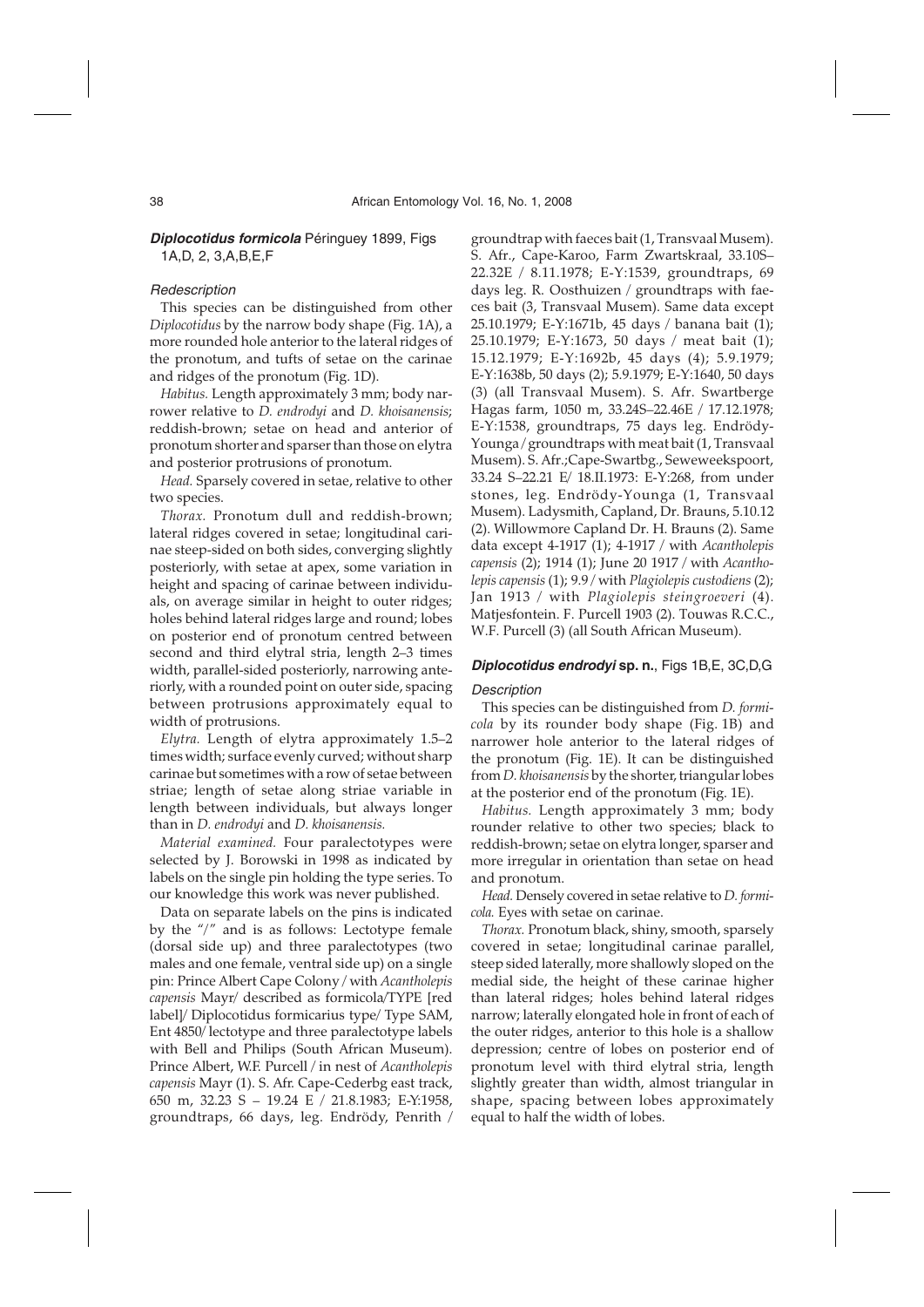### *Diplocotidus formicola* Péringuey 1899, Figs 1A,D, 2, 3,A,B,E,F

#### *Redescription*

This species can be distinguished from other *Diplocotidus* by the narrow body shape (Fig. 1A), a more rounded hole anterior to the lateral ridges of the pronotum, and tufts of setae on the carinae and ridges of the pronotum (Fig. 1D).

*Habitus.* Length approximately 3 mm; body narrower relative to *D. endrodyi* and *D. khoisanensis*; reddish-brown; setae on head and anterior of pronotum shorter and sparser than those on elytra and posterior protrusions of pronotum.

*Head.* Sparsely covered in setae, relative to other two species.

*Thorax.* Pronotum dull and reddish-brown; lateral ridges covered in setae; longitudinal carinae steep-sided on both sides, converging slightly posteriorly, with setae at apex, some variation in height and spacing of carinae between individuals, on average similar in height to outer ridges; holes behind lateral ridges large and round; lobes on posterior end of pronotum centred between second and third elytral stria, length 2–3 times width, parallel-sided posteriorly, narrowing anteriorly, with a rounded point on outer side, spacing between protrusions approximately equal to width of protrusions.

*Elytra.* Length of elytra approximately 1.5–2 times width; surface evenly curved; without sharp carinae but sometimes with a row of setae between striae; length of setae along striae variable in length between individuals, but always longer than in *D. endrodyi* and *D. khoisanensis.*

*Material examined.* Four paralectotypes were selected by J. Borowski in 1998 as indicated by labels on the single pin holding the type series. To our knowledge this work was never published.

Data on separate labels on the pins is indicated by the "/" and is as follows: Lectotype female (dorsal side up) and three paralectotypes (two males and one female, ventral side up) on a single pin: Prince Albert Cape Colony / with *Acantholepis capensis* Mayr/ described as formicola/TYPE [red label]/ Diplocotidus formicarius type/ Type SAM, Ent 4850/ lectotype and three paralectotype labels with Bell and Philips (South African Museum). Prince Albert, W.F. Purcell / in nest of *Acantholepis capensis* Mayr (1). S. Afr. Cape-Cederbg east track, 650 m, 32.23 S – 19.24 E / 21.8.1983; E-Y:1958, groundtraps, 66 days, leg. Endrödy, Penrith / groundtrap with faeces bait (1, Transvaal Musem). S. Afr., Cape-Karoo, Farm Zwartskraal, 33.10S–22.32E / 8.11.1978; E-Y:1539, groundtraps, 69 days leg. R. Oosthuizen / groundtraps with faeces bait (3, Transvaal Musem). Same data except 25.10.1979; E-Y:1671b, 45 days / banana bait (1); 25.10.1979; E-Y:1673, 50 days / meat bait (1); 15.12.1979; E-Y:1692b, 45 days (4); 5.9.1979; E-Y:1638b, 50 days (2); 5.9.1979; E-Y:1640, 50 days (3) (all Transvaal Musem). S. Afr. Swartberge Hagas farm, 1050 m, 33.24S–22.46E / 17.12.1978; E-Y:1538, groundtraps, 75 days leg. Endrödy-Younga / groundtraps with meat bait (1, Transvaal Musem). S. Afr.;Cape-Swartbg., Seweweekspoort, 33.24 S–22.21 E/ 18.II.1973: E-Y:268, from under stones, leg. Endrödy-Younga (1, Transvaal Musem). Ladysmith, Capland, Dr. Brauns, 5.10.12 (2). Willowmore Capland Dr. H. Brauns (2). Same data except 4-1917 (1); 4-1917 / with *Acantholepis capensis* (2); 1914 (1); June 20 1917 / with *Acantholepis capensis* (1); 9.9 / with *Plagiolepis custodiens* (2); Jan 1913 / with *Plagiolepis steingroeveri* (4). Matjesfontein. F. Purcell 1903 (2). Touwas R.C.C., W.F. Purcell (3) (all South African Museum).

### *Diplocotidus endrodyi* sp. n., Figs 1B,E, 3C,D,G

#### *Description*

This species can be distinguished from *D. formicola* by its rounder body shape (Fig. 1B) and narrower hole anterior to the lateral ridges of the pronotum (Fig. 1E). It can be distinguished from *D. khoisanensis* by the shorter, triangular lobes at the posterior end of the pronotum (Fig. 1E).

*Habitus.* Length approximately 3 mm; body rounder relative to other two species; black to reddish-brown; setae on elytra longer, sparser and more irregular in orientation than setae on head and pronotum.

*Head.* Densely covered in setae relative to *D. formicola.* Eyes with setae on carinae.

*Thorax.* Pronotum black, shiny, smooth, sparsely covered in setae; longitudinal carinae parallel, steep sided laterally, more shallowly sloped on the medial side, the height of these carinae higher than lateral ridges; holes behind lateral ridges narrow; laterally elongated hole in front of each of the outer ridges, anterior to this hole is a shallow depression; centre of lobes on posterior end of pronotum level with third elytral stria, length slightly greater than width, almost triangular in shape, spacing between lobes approximately equal to half the width of lobes.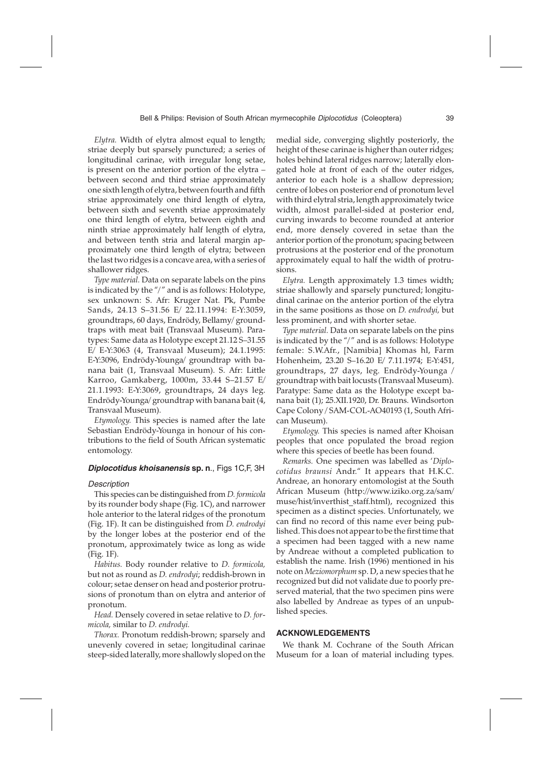*Elytra.* Width of elytra almost equal to length; striae deeply but sparsely punctured; a series of longitudinal carinae, with irregular long setae, is present on the anterior portion of the elytra – between second and third striae approximately one sixth length of elytra, between fourth and fifth striae approximately one third length of elytra, between sixth and seventh striae approximately one third length of elytra, between eighth and ninth striae approximately half length of elytra, and between tenth stria and lateral margin approximately one third length of elytra; between the last two ridges is a concave area, with a series of shallower ridges.

*Type material.* Data on separate labels on the pins is indicated by the "/" and is as follows: Holotype, sex unknown: S. Afr: Kruger Nat. Pk, Pumbe Sands, 24.13 S–31.56 E/ 22.11.1994: E-Y:3059, groundtraps, 60 days, Endrödy, Bellamy/ groundtraps with meat bait (Transvaal Museum). Paratypes: Same data as Holotype except 21.12 S–31.55 E/ E-Y:3063 (4, Transvaal Museum); 24.1.1995: E-Y:3096, Endrödy-Younga/ groundtrap with banana bait (1, Transvaal Museum). S. Afr: Little Karroo, Gamkaberg, 1000m, 33.44 S–21.57 E/ 21.1.1993: E-Y:3069, groundtraps, 24 days leg. Endrödy-Younga/ groundtrap with banana bait (4, Transvaal Museum).

*Etymology.* This species is named after the late Sebastian Endrödy-Younga in honour of his contributions to the field of South African systematic entomology.

### ***Diplocotidus khoisanensis* sp. n.**, Figs 1C,F, 3H

#### *Description*

This species can be distinguished from *D. formicola* by its rounder body shape (Fig. 1C), and narrower hole anterior to the lateral ridges of the pronotum (Fig. 1F). It can be distinguished from *D. endrodyi* by the longer lobes at the posterior end of the pronotum, approximately twice as long as wide (Fig. 1F).

*Habitus.* Body rounder relative to *D. formicola,* but not as round as *D. endrodyi*; reddish-brown in colour; setae denser on head and posterior protrusions of pronotum than on elytra and anterior of pronotum.

*Head.* Densely covered in setae relative to *D. formicola,* similar to *D. endrodyi.*

*Thorax.* Pronotum reddish-brown; sparsely and unevenly covered in setae; longitudinal carinae steep-sided laterally, more shallowly sloped on the medial side, converging slightly posteriorly, the height of these carinae is higher than outer ridges; holes behind lateral ridges narrow; laterally elongated hole at front of each of the outer ridges, anterior to each hole is a shallow depression; centre of lobes on posterior end of pronotum level with third elytral stria, length approximately twice width, almost parallel-sided at posterior end, curving inwards to become rounded at anterior end, more densely covered in setae than the anterior portion of the pronotum; spacing between protrusions at the posterior end of the pronotum approximately equal to half the width of protrusions.

*Elytra.* Length approximately 1.3 times width; striae shallowly and sparsely punctured; longitudinal carinae on the anterior portion of the elytra in the same positions as those on *D. endrodyi,* but less prominent, and with shorter setae.

*Type material.* Data on separate labels on the pins is indicated by the "/" and is as follows: Holotype female: S.W.Afr., [Namibia] Khomas hl, Farm Hohenheim, 23.20 S–16.20 E/ 7.11.1974; E-Y:451, groundtraps, 27 days, leg. Endrödy-Younga / groundtrap with bait locusts (Transvaal Museum). Paratype: Same data as the Holotype except banana bait (1); 25.XII.1920, Dr. Brauns. Windsorton Cape Colony / SAM-COL-AO40193 (1, South African Museum).

*Etymology.* This species is named after Khoisan peoples that once populated the broad region where this species of beetle has been found.

*Remarks.* One specimen was labelled as '*Diplocotidus braunsi* Andr." It appears that H.K.C. Andreae, an honorary entomologist at the South African Museum (http://www.iziko.org.za/sam/muse/hist/inverthist_staff.html), recognized this specimen as a distinct species. Unfortunately, we can find no record of this name ever being published. This does not appear to be the first time that a specimen had been tagged with a new name by Andreae without a completed publication to establish the name. Irish (1996) mentioned in his note on *Meziomorphum* sp. D, a new species that he recognized but did not validate due to poorly preserved material, that the two specimen pins were also labelled by Andreae as types of an unpublished species.

## ACKNOWLEDGEMENTS

We thank M. Cochrane of the South African Museum for a loan of material including types.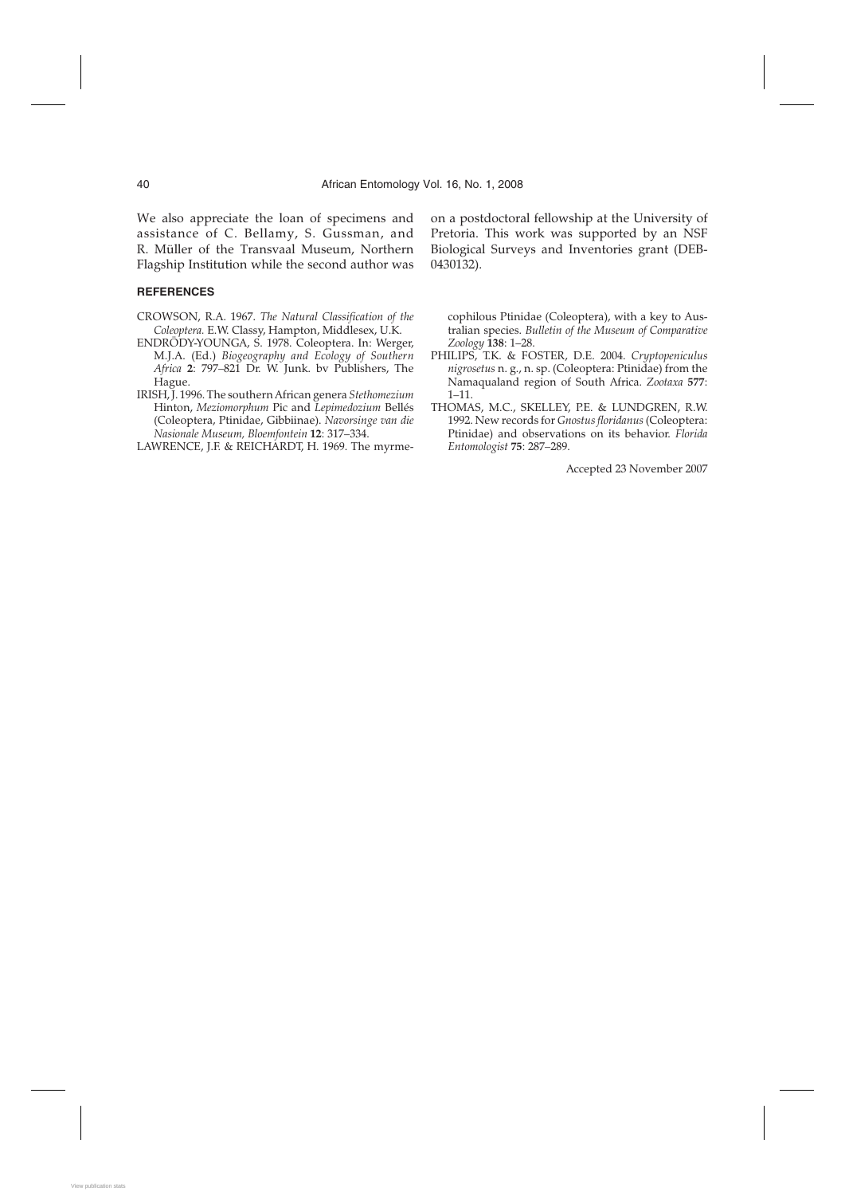We also appreciate the loan of specimens and assistance of C. Bellamy, S. Gussman, and R. Müller of the Transvaal Museum, Northern Flagship Institution while the second author was on a postdoctoral fellowship at the University of Pretoria. This work was supported by an NSF Biological Surveys and Inventories grant (DEB-0430132).

## REFERENCES

CROWSON, R.A. 1967. *The Natural Classification of the Coleoptera.* E.W. Classy, Hampton, Middlesex, U.K.

ENDRÖDY-YOUNGA, S. 1978. Coleoptera. In: Werger, M.J.A. (Ed.) *Biogeography and Ecology of Southern Africa* **2**: 797–821 Dr. W. Junk. bv Publishers, The Hague.

IRISH, J. 1996. The southern African genera *Stethomezium* Hinton, *Meziomorphum* Pic and *Lepimedozium* Bellés (Coleoptera, Ptinidae, Gibbiinae). *Navorsinge van die Nasionale Museum, Bloemfontein* **12**: 317–334.

LAWRENCE, J.F. & REICHARDT, H. 1969. The myrmecophilous Ptinidae (Coleoptera), with a key to Australian species. *Bulletin of the Museum of Comparative Zoology* **138**: 1–28.

PHILIPS, T.K. & FOSTER, D.E. 2004. *Cryptopeniculus nigrosetus* n. g., n. sp. (Coleoptera: Ptinidae) from the Namaqualand region of South Africa. *Zootaxa* **577**: 1–11.

THOMAS, M.C., SKELLEY, P.E. & LUNDGREN, R.W. 1992. New records for *Gnostus floridanus* (Coleoptera: Ptinidae) and observations on its behavior. *Florida Entomologist* **75**: 287–289.

Accepted 23 November 2007